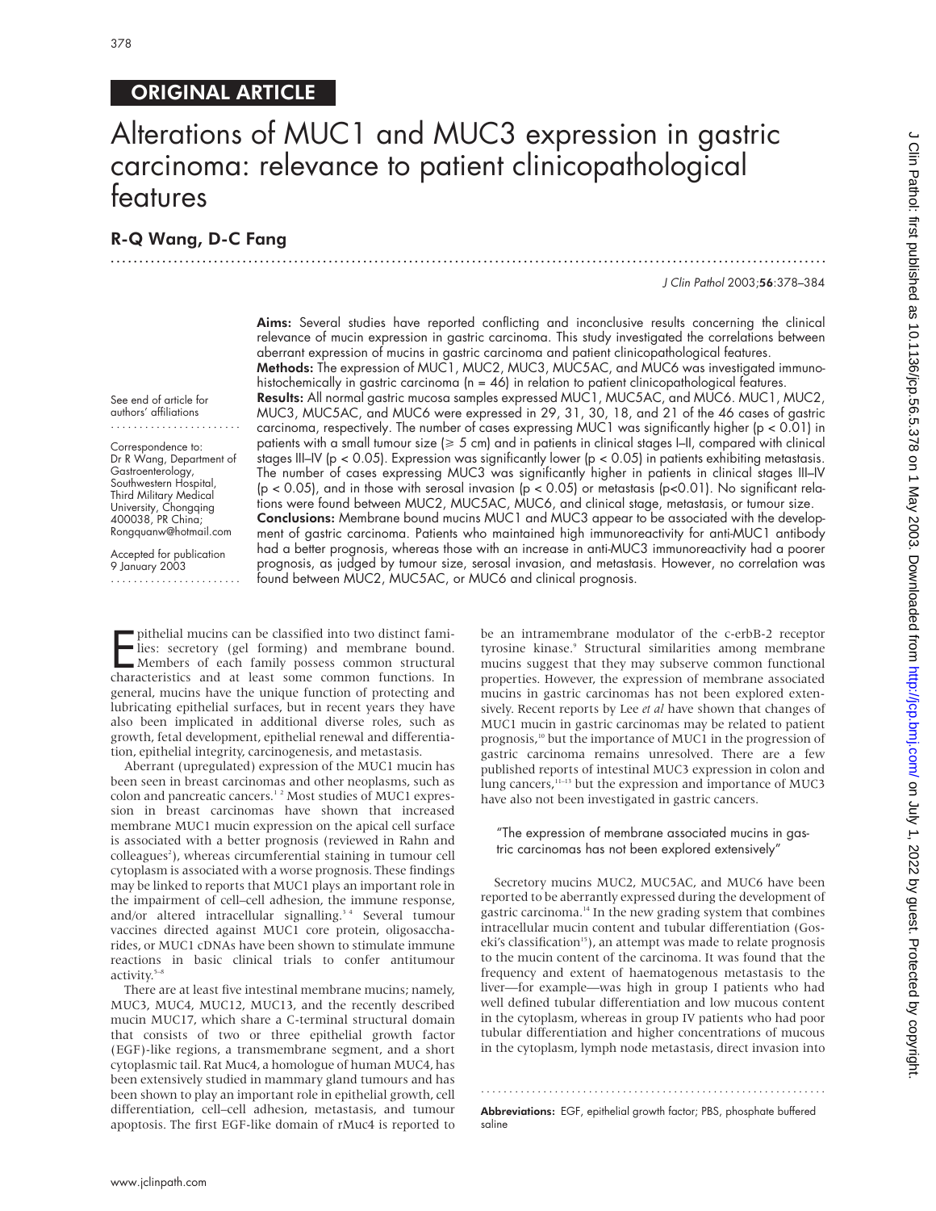ORIGINAL ARTICLE

# Alterations of MUC1 and MUC3 expression in gastric carcinoma: relevance to patient clinicopathological features

## R-Q Wang, D-C Fang

See end of article for authors' affiliations

Correspondence to: Dr R Wang, Department of Gastroenterology, Southwestern Hospital, Third Military Medical University, Chongqing 400038, PR China; Rongquanw@hotmail.com

Accepted for publication 9 January 2003

**Aims:** Several studies have reported conflicting and inconclusive results concerning the clinical relevance of mucin expression in gastric carcinoma. This study investigated the correlations between aberrant expression of mucins in gastric carcinoma and patient clinicopathological features.

**Methods:** The expression of MUC1, MUC2, MUC3, MUC5AC, and MUC6 was investigated immunohistochemically in gastric carcinoma (n = 46) in relation to patient clinicopathological features.

**Results:** All normal gastric mucosa samples expressed MUC1, MUC5AC, and MUC6. MUC1, MUC2, MUC3, MUC5AC, and MUC6 were expressed in 29, 31, 30, 18, and 21 of the 46 cases of gastric carcinoma, respectively. The number of cases expressing MUC1 was significantly higher ($p < 0.01$) in patients with a small tumour size ($\geq$ 5 cm) and in patients in clinical stages I–II, compared with clinical stages III–IV ($p < 0.05$). Expression was significantly lower ($p < 0.05$) in patients exhibiting metastasis. The number of cases expressing MUC3 was significantly higher in patients in clinical stages III–IV ($p < 0.05$), and in those with serosal invasion ($p < 0.05$) or metastasis ($p<0.01$). No significant relations were found between MUC2, MUC5AC, MUC6, and clinical stage, metastasis, or tumour size.

**Conclusions:** Membrane bound mucins MUC1 and MUC3 appear to be associated with the development of gastric carcinoma. Patients who maintained high immunoreactivity for anti-MUC1 antibody had a better prognosis, whereas those with an increase in anti-MUC3 immunoreactivity had a poorer prognosis, as judged by tumour size, serosal invasion, and metastasis. However, no correlation was found between MUC2, MUC5AC, or MUC6 and clinical prognosis.

Epithelial mucins can be classified into two distinct families: secretory (gel forming) and membrane bound. Members of each family possess common structural characteristics and at least some common functions. In general, mucins have the unique function of protecting and lubricating epithelial surfaces, but in recent years they have also been implicated in additional diverse roles, such as growth, fetal development, epithelial renewal and differentiation, epithelial integrity, carcinogenesis, and metastasis.

Aberrant (upregulated) expression of the MUC1 mucin has been seen in breast carcinomas and other neoplasms, such as colon and pancreatic cancers.[1,2] Most studies of MUC1 expression in breast carcinomas have shown that increased membrane MUC1 mucin expression on the apical cell surface is associated with a better prognosis (reviewed in Rahn and colleagues[2]), whereas circumferential staining in tumour cell cytoplasm is associated with a worse prognosis. These findings may be linked to reports that MUC1 plays an important role in the impairment of cell–cell adhesion, the immune response, and/or altered intracellular signalling.[3,4] Several tumour vaccines directed against MUC1 core protein, oligosaccharides, or MUC1 cDNAs have been shown to stimulate immune reactions in basic clinical trials to confer antitumour activity.[5–8]

There are at least five intestinal membrane mucins; namely, MUC3, MUC4, MUC12, MUC13, and the recently described mucin MUC17, which share a C-terminal structural domain that consists of two or three epithelial growth factor (EGF)-like regions, a transmembrane segment, and a short cytoplasmic tail. Rat Muc4, a homologue of human MUC4, has been extensively studied in mammary gland tumours and has been shown to play an important role in epithelial growth, cell differentiation, cell–cell adhesion, metastasis, and tumour apoptosis. The first EGF-like domain of rMuc4 is reported to be an intramembrane modulator of the c-erbB-2 receptor tyrosine kinase.[9] Structural similarities among membrane mucins suggest that they may subserve common functional properties. However, the expression of membrane associated mucins in gastric carcinomas has not been explored extensively. Recent reports by Lee *et al* have shown that changes of MUC1 mucin in gastric carcinomas may be related to patient prognosis,[10] but the importance of MUC1 in the progression of gastric carcinoma remains unresolved. There are a few published reports of intestinal MUC3 expression in colon and lung cancers,[11–13] but the expression and importance of MUC3 have also not been investigated in gastric cancers.

> "The expression of membrane associated mucins in gastric carcinomas has not been explored extensively"

Secretory mucins MUC2, MUC5AC, and MUC6 have been reported to be aberrantly expressed during the development of gastric carcinoma.[14] In the new grading system that combines intracellular mucin content and tubular differentiation (Goseki's classification[15]), an attempt was made to relate prognosis to the mucin content of the carcinoma. It was found that the frequency and extent of haematogenous metastasis to the liver—for example—was high in group I patients who had well defined tubular differentiation and low mucous content in the cytoplasm, whereas in group IV patients who had poor tubular differentiation and higher concentrations of mucous in the cytoplasm, lymph node metastasis, direct invasion into

**Abbreviations:** EGF, epithelial growth factor; PBS, phosphate buffered saline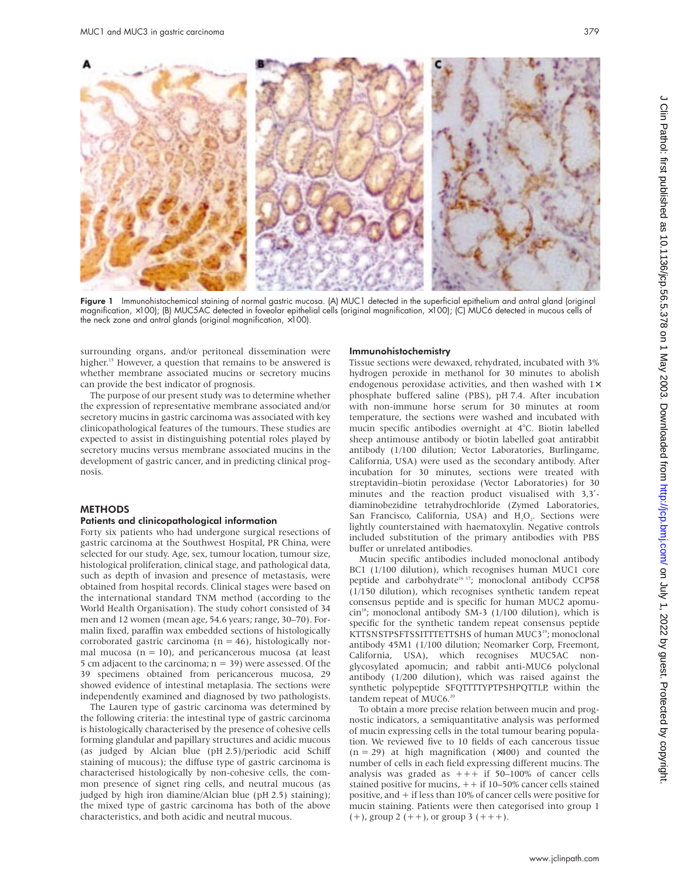**Figure 1** Immunohistochemical staining of normal gastric mucosa. (A) MUC1 detected in the superficial epithelium and antral gland (original magnification, ×100); (B) MUC5AC detected in foveolar epithelial cells (original magnification, ×100); (C) MUC6 detected in mucous cells of the neck zone and antral glands (original magnification, ×100).

surrounding organs, and/or peritoneal dissemination were higher.[15] However, a question that remains to be answered is whether membrane associated mucins or secretory mucins can provide the best indicator of prognosis.

The purpose of our present study was to determine whether the expression of representative membrane associated and/or secretory mucins in gastric carcinoma was associated with key clinicopathological features of the tumours. These studies are expected to assist in distinguishing potential roles played by secretory mucins versus membrane associated mucins in the development of gastric cancer, and in predicting clinical prognosis.

## METHODS

### Patients and clinicopathological information

Forty six patients who had undergone surgical resections of gastric carcinoma at the Southwest Hospital, PR China, were selected for our study. Age, sex, tumour location, tumour size, histological proliferation, clinical stage, and pathological data, such as depth of invasion and presence of metastasis, were obtained from hospital records. Clinical stages were based on the international standard TNM method (according to the World Health Organisation). The study cohort consisted of 34 men and 12 women (mean age, 54.6 years; range, 30–70). Formalin fixed, paraffin wax embedded sections of histologically corroborated gastric carcinoma (n = 46), histologically normal mucosa (n = 10), and pericancerous mucosa (at least 5 cm adjacent to the carcinoma; n = 39) were assessed. Of the 39 specimens obtained from pericancerous mucosa, 29 showed evidence of intestinal metaplasia. The sections were independently examined and diagnosed by two pathologists.

The Lauren type of gastric carcinoma was determined by the following criteria: the intestinal type of gastric carcinoma is histologically characterised by the presence of cohesive cells forming glandular and papillary structures and acidic mucous (as judged by Alcian blue (pH 2.5)/periodic acid Schiff staining of mucous); the diffuse type of gastric carcinoma is characterised histologically by non-cohesive cells, the common presence of signet ring cells, and neutral mucous (as judged by high iron diamine/Alcian blue (pH 2.5) staining); the mixed type of gastric carcinoma has both of the above characteristics, and both acidic and neutral mucous.

### Immunohistochemistry

Tissue sections were dewaxed, rehydrated, incubated with 3% hydrogen peroxide in methanol for 30 minutes to abolish endogenous peroxidase activities, and then washed with 1× phosphate buffered saline (PBS), pH 7.4. After incubation with non-immune horse serum for 30 minutes at room temperature, the sections were washed and incubated with mucin specific antibodies overnight at 4°C. Biotin labelled sheep antimouse antibody or biotin labelled goat antirabbit antibody (1/100 dilution; Vector Laboratories, Burlingame, California, USA) were used as the secondary antibody. After incubation for 30 minutes, sections were treated with streptavidin–biotin peroxidase (Vector Laboratories) for 30 minutes and the reaction product visualised with 3,3′-diaminobezidine tetrahydrochloride (Zymed Laboratories, San Francisco, California, USA) and $H_2O_2$. Sections were lightly counterstained with haematoxylin. Negative controls included substitution of the primary antibodies with PBS buffer or unrelated antibodies.

Mucin specific antibodies included monoclonal antibody BC1 (1/100 dilution), which recognises human MUC1 core peptide and carbohydrate[16,17]; monoclonal antibody CCP58 (1/150 dilution), which recognises synthetic tandem repeat consensus peptide and is specific for human MUC2 apomucin[18]; monoclonal antibody SM-3 (1/100 dilution), which is specific for the synthetic tandem repeat consensus peptide KTTSNSTPSFTSSITTTETTSHS of human MUC3[19]; monoclonal antibody 45M1 (1/100 dilution; Neomarker Corp, Freemont, California, USA), which recognises MUC5AC non-glycosylated apomucin; and rabbit anti-MUC6 polyclonal antibody (1/200 dilution), which was raised against the synthetic polypeptide SFQTTTTYPTPSHPQTTLP, within the tandem repeat of MUC6.[20]

To obtain a more precise relation between mucin and prognostic indicators, a semiquantitative analysis was performed of mucin expressing cells in the total tumour bearing population. We reviewed five to 10 fields of each cancerous tissue (n = 29) at high magnification (×400) and counted the number of cells in each field expressing different mucins. The analysis was graded as +++ if 50–100% of cancer cells stained positive for mucins, ++ if 10–50% cancer cells stained positive, and + if less than 10% of cancer cells were positive for mucin staining. Patients were then categorised into group 1 (+), group 2 (++), or group 3 (+++).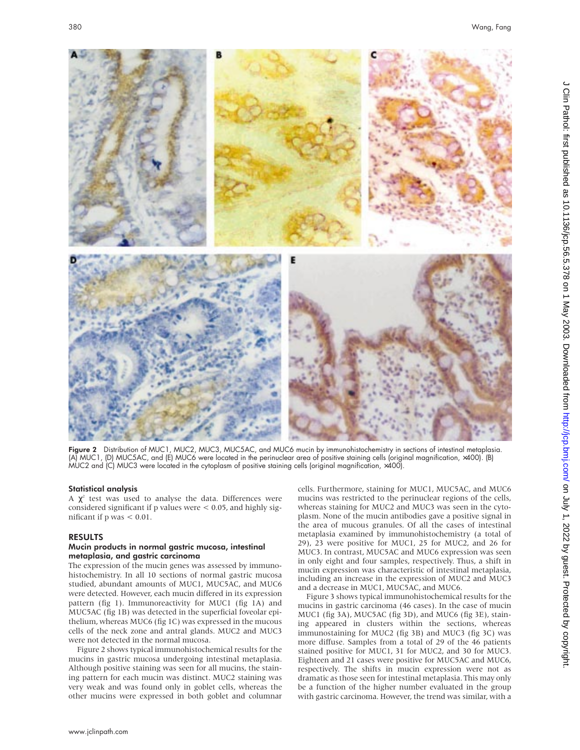Figure 2 Distribution of MUC1, MUC2, MUC3, MUC5AC, and MUC6 mucin by immunohistochemistry in sections of intestinal metaplasia. (A) MUC1, (D) MUC5AC, and (E) MUC6 were located in the perinuclear area of positive staining cells (original magnification, ×400). (B) MUC2 and (C) MUC3 were located in the cytoplasm of positive staining cells (original magnification, ×400).

### Statistical analysis

A $\chi^2$ test was used to analyse the data. Differences were considered significant if p values were < 0.05, and highly significant if p was < 0.01.

## RESULTS

### Mucin products in normal gastric mucosa, intestinal metaplasia, and gastric carcinoma

The expression of the mucin genes was assessed by immunohistochemistry. In all 10 sections of normal gastric mucosa studied, abundant amounts of MUC1, MUC5AC, and MUC6 were detected. However, each mucin differed in its expression pattern (fig 1). Immunoreactivity for MUC1 (fig 1A) and MUC5AC (fig 1B) was detected in the superficial foveolar epithelium, whereas MUC6 (fig 1C) was expressed in the mucous cells of the neck zone and antral glands. MUC2 and MUC3 were not detected in the normal mucosa.

Figure 2 shows typical immunohistochemical results for the mucins in gastric mucosa undergoing intestinal metaplasia. Although positive staining was seen for all mucins, the staining pattern for each mucin was distinct. MUC2 staining was very weak and was found only in goblet cells, whereas the other mucins were expressed in both goblet and columnar cells. Furthermore, staining for MUC1, MUC5AC, and MUC6 mucins was restricted to the perinuclear regions of the cells, whereas staining for MUC2 and MUC3 was seen in the cytoplasm. None of the mucin antibodies gave a positive signal in the area of mucous granules. Of all the cases of intestinal metaplasia examined by immunohistochemistry (a total of 29), 23 were positive for MUC1, 25 for MUC2, and 26 for MUC3. In contrast, MUC5AC and MUC6 expression was seen in only eight and four samples, respectively. Thus, a shift in mucin expression was characteristic of intestinal metaplasia, including an increase in the expression of MUC2 and MUC3 and a decrease in MUC1, MUC5AC, and MUC6.

Figure 3 shows typical immunohistochemical results for the mucins in gastric carcinoma (46 cases). In the case of mucin MUC1 (fig 3A), MUC5AC (fig 3D), and MUC6 (fig 3E), staining appeared in clusters within the sections, whereas immunostaining for MUC2 (fig 3B) and MUC3 (fig 3C) was more diffuse. Samples from a total of 29 of the 46 patients stained positive for MUC1, 31 for MUC2, and 30 for MUC3. Eighteen and 21 cases were positive for MUC5AC and MUC6, respectively. The shifts in mucin expression were not as dramatic as those seen for intestinal metaplasia. This may only be a function of the higher number evaluated in the group with gastric carcinoma. However, the trend was similar, with a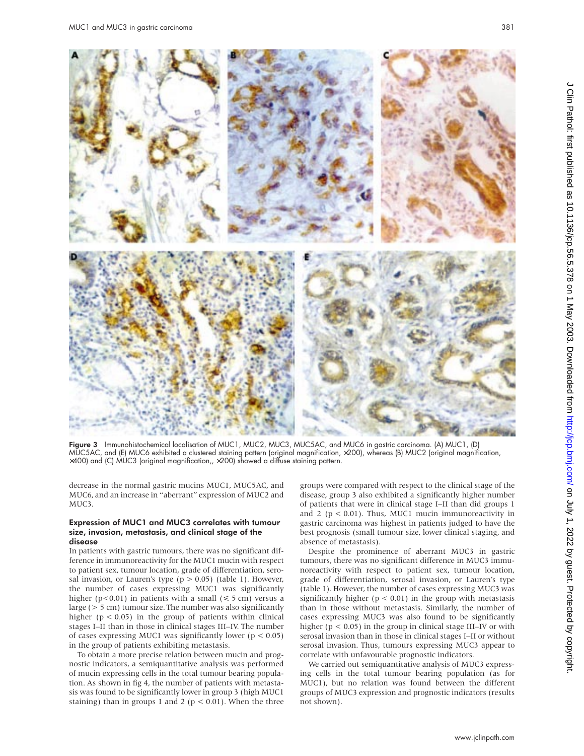Figure 3 Immunohistochemical localisation of MUC1, MUC2, MUC3, MUC5AC, and MUC6 in gastric carcinoma. (A) MUC1, (D) MUC5AC, and (E) MUC6 exhibited a clustered staining pattern (original magnification, ×200), whereas (B) MUC2 (original magnification, ×400) and (C) MUC3 (original magnification,, ×200) showed a diffuse staining pattern.

decrease in the normal gastric mucins MUC1, MUC5AC, and MUC6, and an increase in "aberrant" expression of MUC2 and MUC3.

### Expression of MUC1 and MUC3 correlates with tumour size, invasion, metastasis, and clinical stage of the disease

In patients with gastric tumours, there was no significant difference in immunoreactivity for the MUC1 mucin with respect to patient sex, tumour location, grade of differentiation, serosal invasion, or Lauren's type ($p > 0.05$) (table 1). However, the number of cases expressing MUC1 was significantly higher ($p<0.01$) in patients with a small ($\leq 5$ cm) versus a large ($> 5$ cm) tumour size. The number was also significantly higher ($p < 0.05$) in the group of patients within clinical stages I–II than in those in clinical stages III–IV. The number of cases expressing MUC1 was significantly lower ($p < 0.05$) in the group of patients exhibiting metastasis.

To obtain a more precise relation between mucin and prognostic indicators, a semiquantitative analysis was performed of mucin expressing cells in the total tumour bearing population. As shown in fig 4, the number of patients with metastasis was found to be significantly lower in group 3 (high MUC1 staining) than in groups 1 and 2 ($p < 0.01$). When the three groups were compared with respect to the clinical stage of the disease, group 3 also exhibited a significantly higher number of patients that were in clinical stage I–II than did groups 1 and 2 ($p < 0.01$). Thus, MUC1 mucin immunoreactivity in gastric carcinoma was highest in patients judged to have the best prognosis (small tumour size, lower clinical staging, and absence of metastasis).

Despite the prominence of aberrant MUC3 in gastric tumours, there was no significant difference in MUC3 immunoreactivity with respect to patient sex, tumour location, grade of differentiation, serosal invasion, or Lauren's type (table 1). However, the number of cases expressing MUC3 was significantly higher ($p < 0.01$) in the group with metastasis than in those without metastasis. Similarly, the number of cases expressing MUC3 was also found to be significantly higher ($p < 0.05$) in the group in clinical stage III–IV or with serosal invasion than in those in clinical stages I–II or without serosal invasion. Thus, tumours expressing MUC3 appear to correlate with unfavourable prognostic indicators.

We carried out semiquantitative analysis of MUC3 expressing cells in the total tumour bearing population (as for MUC1), but no relation was found between the different groups of MUC3 expression and prognostic indicators (results not shown).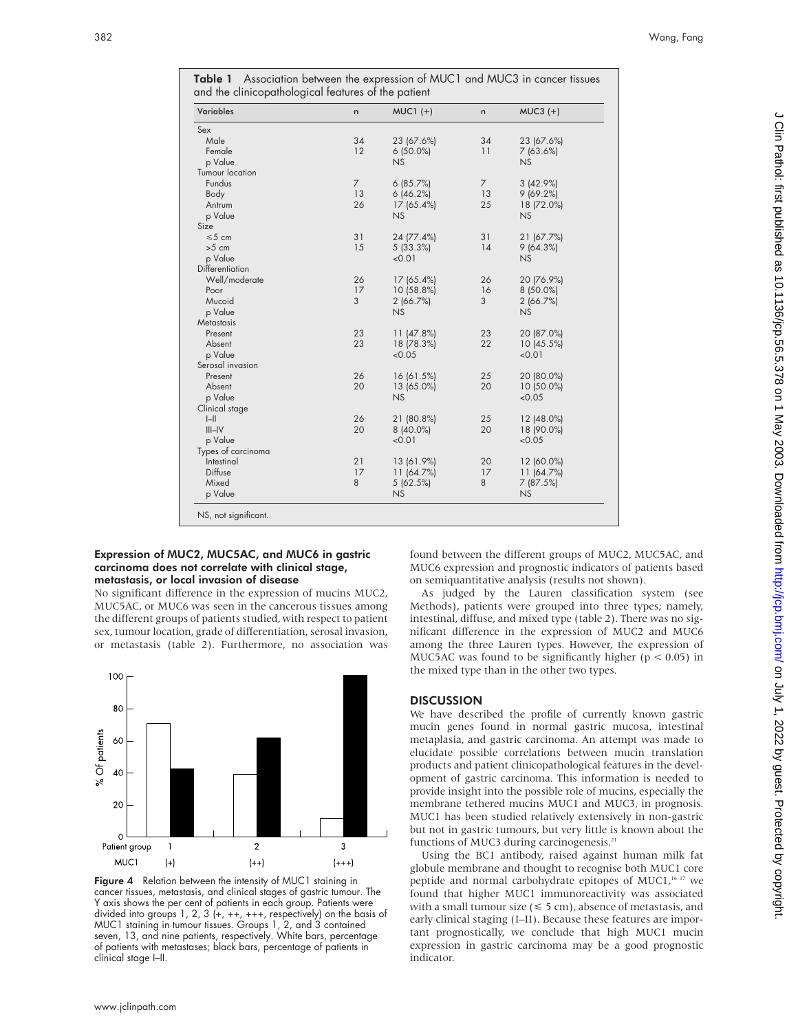**Table 1** Association between the expression of MUC1 and MUC3 in cancer tissues and the clinicopathological features of the patient

| Variables | n | MUC1 (+) | n | MUC3 (+) |
|---|---|---|---|---|
| Sex | | | | |
| Male | 34 | 23 (67.6%) | 34 | 23 (67.6%) |
| Female | 12 | 6 (50.0%) | 11 | 7 (63.6%) |
| p Value | | NS | | NS |
| Tumour location | | | | |
| Fundus | 7 | 6 (85.7%) | 7 | 3 (42.9%) |
| Body | 13 | 6 (46.2%) | 13 | 9 (69.2%) |
| Antrum | 26 | 17 (65.4%) | 25 | 18 (72.0%) |
| p Value | | NS | | NS |
| Size | | | | |
| ≤5 cm | 31 | 24 (77.4%) | 31 | 21 (67.7%) |
| >5 cm | 15 | 5 (33.3%) | 14 | 9 (64.3%) |
| p Value | | <0.01 | | NS |
| Differentiation | | | | |
| Well/moderate | 26 | 17 (65.4%) | 26 | 20 (76.9%) |
| Poor | 17 | 10 (58.8%) | 16 | 8 (50.0%) |
| Mucoid | 3 | 2 (66.7%) | 3 | 2 (66.7%) |
| p Value | | NS | | NS |
| Metastasis | | | | |
| Present | 23 | 11 (47.8%) | 23 | 20 (87.0%) |
| Absent | 23 | 18 (78.3%) | 22 | 10 (45.5%) |
| p Value | | <0.05 | | <0.01 |
| Serosal invasion | | | | |
| Present | 26 | 16 (61.5%) | 25 | 20 (80.0%) |
| Absent | 20 | 13 (65.0%) | 20 | 10 (50.0%) |
| p Value | | NS | | <0.05 |
| Clinical stage | | | | |
| I–II | 26 | 21 (80.8%) | 25 | 12 (48.0%) |
| III–IV | 20 | 8 (40.0%) | 20 | 18 (90.0%) |
| p Value | | <0.01 | | <0.05 |
| Types of carcinoma | | | | |
| Intestinal | 21 | 13 (61.9%) | 20 | 12 (60.0%) |
| Diffuse | 17 | 11 (64.7%) | 17 | 11 (64.7%) |
| Mixed | 8 | 5 (62.5%) | 8 | 7 (87.5%) |
| p Value | | NS | | NS |

NS, not significant.

### Expression of MUC2, MUC5AC, and MUC6 in gastric carcinoma does not correlate with clinical stage, metastasis, or local invasion of disease

No significant difference in the expression of mucins MUC2, MUC5AC, or MUC6 was seen in the cancerous tissues among the different groups of patients studied, with respect to patient sex, tumour location, grade of differentiation, serosal invasion, or metastasis (table 2). Furthermore, no association was found between the different groups of MUC2, MUC5AC, and MUC6 expression and prognostic indicators of patients based on semiquantitative analysis (results not shown).

As judged by the Lauren classification system (see Methods), patients were grouped into three types; namely, intestinal, diffuse, and mixed type (table 2). There was no significant difference in the expression of MUC2 and MUC6 among the three Lauren types. However, the expression of MUC5AC was found to be significantly higher ($p < 0.05$) in the mixed type than in the other two types.

**Figure 4** Relation between the intensity of MUC1 staining in cancer tissues, metastasis, and clinical stages of gastric tumour. The Y axis shows the per cent of patients in each group. Patients were divided into groups 1, 2, 3 (+, ++, +++, respectively) on the basis of MUC1 staining in tumour tissues. Groups 1, 2, and 3 contained seven, 13, and nine patients, respectively. White bars, percentage of patients with metastases; black bars, percentage of patients in clinical stage I–II.

## DISCUSSION

We have described the profile of currently known gastric mucin genes found in normal gastric mucosa, intestinal metaplasia, and gastric carcinoma. An attempt was made to elucidate possible correlations between mucin translation products and patient clinicopathological features in the development of gastric carcinoma. This information is needed to provide insight into the possible role of mucins, especially the membrane tethered mucins MUC1 and MUC3, in prognosis. MUC1 has been studied relatively extensively in non-gastric but not in gastric tumours, but very little is known about the functions of MUC3 during carcinogenesis.[21]

Using the BC1 antibody, raised against human milk fat globule membrane and thought to recognise both MUC1 core peptide and normal carbohydrate epitopes of MUC1,[16 17] we found that higher MUC1 immunoreactivity was associated with a small tumour size (≤ 5 cm), absence of metastasis, and early clinical staging (I–II). Because these features are important prognostically, we conclude that high MUC1 mucin expression in gastric carcinoma may be a good prognostic indicator.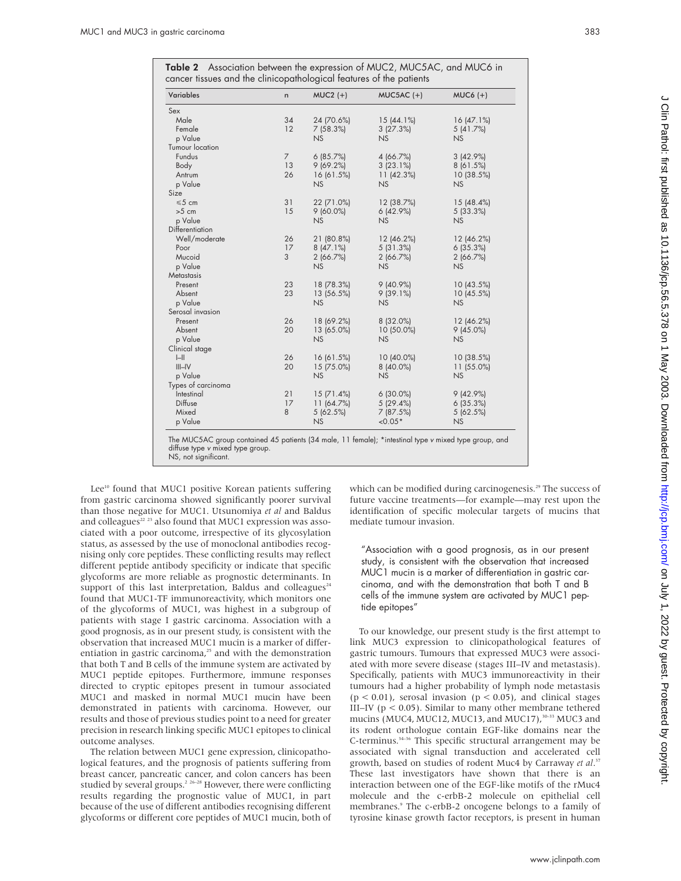**Table 2** Association between the expression of MUC2, MUC5AC, and MUC6 in cancer tissues and the clinicopathological features of the patients

| Variables | n | MUC2 (+) | MUC5AC (+) | MUC6 (+) |
|---|---|---|---|---|
| Sex | | | | |
| Male | 34 | 24 (70.6%) | 15 (44.1%) | 16 (47.1%) |
| Female | 12 | 7 (58.3%) | 3 (27.3%) | 5 (41.7%) |
| p Value | | NS | NS | NS |
| Tumour location | | | | |
| Fundus | 7 | 6 (85.7%) | 4 (66.7%) | 3 (42.9%) |
| Body | 13 | 9 (69.2%) | 3 (23.1%) | 8 (61.5%) |
| Antrum | 26 | 16 (61.5%) | 11 (42.3%) | 10 (38.5%) |
| p Value | | NS | NS | NS |
| Size | | | | |
| ≤5 cm | 31 | 22 (71.0%) | 12 (38.7%) | 15 (48.4%) |
| >5 cm | 15 | 9 (60.0%) | 6 (42.9%) | 5 (33.3%) |
| p Value | | NS | NS | NS |
| Differentiation | | | | |
| Well/moderate | 26 | 21 (80.8%) | 12 (46.2%) | 12 (46.2%) |
| Poor | 17 | 8 (47.1%) | 5 (31.3%) | 6 (35.3%) |
| Mucoid | 3 | 2 (66.7%) | 2 (66.7%) | 2 (66.7%) |
| p Value | | NS | NS | NS |
| Metastasis | | | | |
| Present | 23 | 18 (78.3%) | 9 (40.9%) | 10 (43.5%) |
| Absent | 23 | 13 (56.5%) | 9 (39.1%) | 10 (45.5%) |
| p Value | | NS | NS | NS |
| Serosal invasion | | | | |
| Present | 26 | 18 (69.2%) | 8 (32.0%) | 12 (46.2%) |
| Absent | 20 | 13 (65.0%) | 10 (50.0%) | 9 (45.0%) |
| p Value | | NS | NS | NS |
| Clinical stage | | | | |
| I–II | 26 | 16 (61.5%) | 10 (40.0%) | 10 (38.5%) |
| III–IV | 20 | 15 (75.0%) | 8 (40.0%) | 11 (55.0%) |
| p Value | | NS | NS | NS |
| Types of carcinoma | | | | |
| Intestinal | 21 | 15 (71.4%) | 6 (30.0%) | 9 (42.9%) |
| Diffuse | 17 | 11 (64.7%) | 5 (29.4%) | 6 (35.3%) |
| Mixed | 8 | 5 (62.5%) | 7 (87.5%) | 5 (62.5%) |
| p Value | | NS | <0.05* | NS |

The MUC5AC group contained 45 patients (34 male, 11 female); *intestinal type *v* mixed type group, and diffuse type *v* mixed type group.
NS, not significant.

Lee[10] found that MUC1 positive Korean patients suffering from gastric carcinoma showed significantly poorer survival than those negative for MUC1. Utsunomiya *et al* and Baldus and colleagues[22 23] also found that MUC1 expression was associated with a poor outcome, irrespective of its glycosylation status, as assessed by the use of monoclonal antibodies recognising only core peptides. These conflicting results may reflect different peptide antibody specificity or indicate that specific glycoforms are more reliable as prognostic determinants. In support of this last interpretation, Baldus and colleagues[24] found that MUC1-TF immunoreactivity, which monitors one of the glycoforms of MUC1, was highest in a subgroup of patients with stage I gastric carcinoma. Association with a good prognosis, as in our present study, is consistent with the observation that increased MUC1 mucin is a marker of differentiation in gastric carcinoma,[25] and with the demonstration that both T and B cells of the immune system are activated by MUC1 peptide epitopes. Furthermore, immune responses directed to cryptic epitopes present in tumour associated MUC1 and masked in normal MUC1 mucin have been demonstrated in patients with carcinoma. However, our results and those of previous studies point to a need for greater precision in research linking specific MUC1 epitopes to clinical outcome analyses.

The relation between MUC1 gene expression, clinicopathological features, and the prognosis of patients suffering from breast cancer, pancreatic cancer, and colon cancers has been studied by several groups.[2 26–28] However, there were conflicting results regarding the prognostic value of MUC1, in part because of the use of different antibodies recognising different glycoforms or different core peptides of MUC1 mucin, both of which can be modified during carcinogenesis.[29] The success of future vaccine treatments—for example—may rest upon the identification of specific molecular targets of mucins that mediate tumour invasion.

> "Association with a good prognosis, as in our present study, is consistent with the observation that increased MUC1 mucin is a marker of differentiation in gastric carcinoma, and with the demonstration that both T and B cells of the immune system are activated by MUC1 peptide epitopes"

To our knowledge, our present study is the first attempt to link MUC3 expression to clinicopathological features of gastric tumours. Tumours that expressed MUC3 were associated with more severe disease (stages III–IV and metastasis). Specifically, patients with MUC3 immunoreactivity in their tumours had a higher probability of lymph node metastasis ($p < 0.01$), serosal invasion ($p < 0.05$), and clinical stages III–IV ($p < 0.05$). Similar to many other membrane tethered mucins (MUC4, MUC12, MUC13, and MUC17),[30–33] MUC3 and its rodent orthologue contain EGF-like domains near the C-terminus.[34–36] This specific structural arrangement may be associated with signal transduction and accelerated cell growth, based on studies of rodent Muc4 by Carraway *et al*.[37] These last investigators have shown that there is an interaction between one of the EGF-like motifs of the rMuc4 molecule and the c-erbB-2 molecule on epithelial cell membranes.[9] The c-erbB-2 oncogene belongs to a family of tyrosine kinase growth factor receptors, is present in human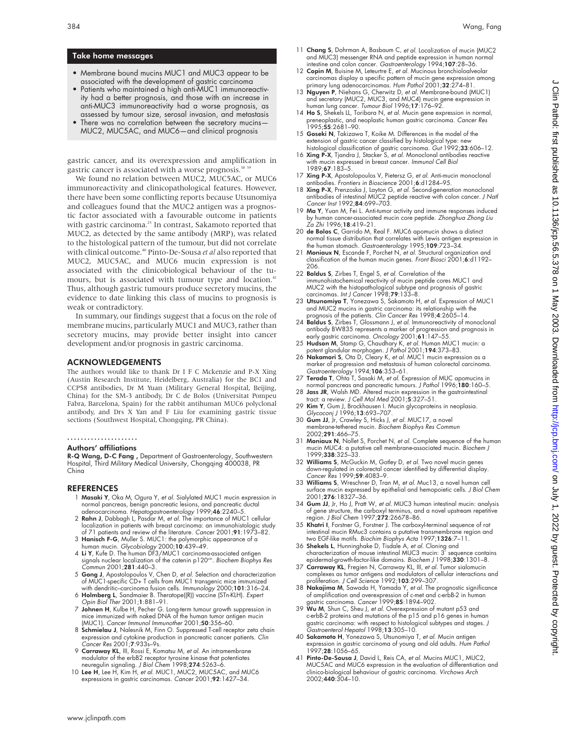## Take home messages

- Membrane bound mucins MUC1 and MUC3 appear to be associated with the development of gastric carcinoma
- Patients who maintained a high anti-MUC1 immunoreactivity had a better prognosis, and those with an increase in anti-MUC3 immunoreactivity had a worse prognosis, as assessed by tumour size, serosal invasion, and metastasis
- There was no correlation between the secretory mucins—MUC2, MUC5AC, and MUC6—and clinical prognosis

gastric cancer, and its overexpression and amplification in gastric cancer is associated with a worse prognosis.[38 39]

We found no relation between MUC2, MUC5AC, or MUC6 immunoreactivity and clinicopathological features. However, there have been some conflicting reports because Utsunomiya and colleagues found that the MUC2 antigen was a prognostic factor associated with a favourable outcome in patients with gastric carcinoma.[23] In contrast, Sakamoto reported that MUC2, as detected by the same antibody (MRP), was related to the histological pattern of the tumour, but did not correlate with clinical outcome.[40] Pinto-De-Sousa *et al* also reported that MUC2, MUC5AC, and MUC6 mucin expression is not associated with the clinicobiological behaviour of the tumours, but is associated with tumour type and location.[41] Thus, although gastric tumours produce secretory mucins, the evidence to date linking this class of mucins to prognosis is weak or contradictory.

In summary, our findings suggest that a focus on the role of membrane mucins, particularly MUC1 and MUC3, rather than secretory mucins, may provide better insight into cancer development and/or prognosis in gastric carcinoma.

## ACKNOWLEDGEMENTS

The authors would like to thank Dr I F C Mckenzie and P-X Xing (Austin Research Institute, Heidelberg, Australia) for the BC1 and CCP58 antibodies, Dr M Yuan (Military General Hospital, Beijing, China) for the SM-3 antibody, Dr C de Bolos (Universitat Pompeu Fabra, Barcelona, Spain) for the rabbit antihuman MUC6 polyclonal antibody, and Drs X Yan and F Liu for examining gastric tissue sections (Southwest Hospital, Chongqing, PR China).

.....................

### Authors' affiliations

**R-Q Wang, D-C Fang ,** Department of Gastroenterology, Southwestern Hospital, Third Military Medical University, Chongqing 400038, PR China

## REFERENCES

1. **Masaki Y**, Oka M, Ogura Y, *et al.* Sialylated MUC1 mucin expression in normal pancreas, benign pancreatic lesions, and pancreatic ductal adenocarcinoma. *Hepatogastroenterology* 1999;**46**:2240–5.
2. **Rahn J**, Dabbagh L, Pasdar M, *et al.* The importance of MUC1 cellular localization in patients with breast carcinoma: an immunohistologic study of 71 patients and review of the literature. *Cancer* 2001;**91**:1973–82.
3. **Hanisch F-G**, Muller S. MUC1: the polymorphic appearance of a human mucin. *Glycobiology* 2000;**10**:439–49.
4. **Li Y**, Kufe D. The human DF3/MUC1 carcinoma-associated antigen signals nuclear localization of the catenin p120ctn. *Biochem Biophys Res Commun* 2001;**281**:440–3.
5. **Gong J**, Apostolopoulos V, Chen D, *et al.* Selection and characterization of MUC1-specific CD+ T cells from MUC1 transgenic mice immunized with dendritic–carcinoma fusion cells. *Immunology* 2000;**101**:316–24.
6. **Holmberg L**, Sandmaier B. Theratope((R)) vaccine (STn-KLH). *Expert Opin Biol Ther* 2001;**1**:881–91.
7. **Johnen H**, Kulbe H, Pecher G. Long-term tumour growth suppression in mice immunized with naked DNA of the human tumor antigen mucin (MUC1). *Cancer Immunol Immunother* 2001;**50**:356–60.
8. **Schmielau J**, Nalesnik M, Finn O. Suppressed T-cell receptor zeta chain expression and cytokine production in pancreatic cancer patients. *Clin Cancer Res* 2001;**7**:933s–9s.
9. **Carraway KL**, III, Rossi E, Komatsu M, *et al.* An intramembrane modulator of the erbB2 receptor tyrosine kinase that potentiates neuregulin signaling. *J Biol Chem* 1998;**274**:5263–6.
10. **Lee H**, Lee H, Kim H, *et al.* MUC1, MUC2, MUC5AC, and MUC6 expressions in gastric carcinomas. *Cancer* 2001;**92**:1427–34.
11. **Chang S**, Dohrman A, Basbaum C, *et al.* Localization of mucin (MUC2 and MUC3) messenger RNA and peptide expression in human normal intestine and colon cancer. *Gastroenterology* 1994;**107**:28–36.
12. **Copin M**, Buisine M, Leteurtre E, *et al.* Mucinous bronchioloalveolar carcinomas display a specific pattern of mucin gene expression among primary lung adenocarcinomas. *Hum Pathol* 2001;**32**:274–81.
13. **Nguyen P**, Niehans G, Cherwitz D, *et al.* Membrane-bound (MUC1) and secretory (MUC2, MUC3, and MUC4) mucin gene expression in human lung cancer. *Tumour Biol* 1996;**17**:176–92.
14. **Ho S**, Shekels LL, Toribara N, *et al.* Mucin gene expression in normal, preneoplastic, and neoplastic human gastric carcinoma. *Cancer Res* 1995;**55**:2681–90.
15. **Goseki N**, Takizawa T, Koike M. Differences in the model of the extension of gastric cancer classified by histological type: new histological classification of gastric carcinoma. *Gut* 1992;**33**:606–12.
16. **Xing P-X**, Tjandra J, Stacker S, *et al.* Monoclonal antibodies reactive with mucin expressed in breast cancer. *Immunol Cell Biol* 1989;**67**:183–5.
17. **Xing P-X**, Apostolopoulos V, Pietersz G, *et al.* Anti-mucin monoclonal antibodies. *Frontiers in Bioscience* 2001;**6**:d1284–95.
18. **Xing P-X**, Prenzoska J, Layton G, *et al.* Second-generation monoclonal antibodies of intestinal MUC2 peptide reactive with colon cancer. *J Natl Cancer Inst* 1992;**84**:699–703.
19. **Ma Y**, Yuan M, Fei L. Anti-tumor activity and immune responses induced by human cancer-associated mucin core peptide. *Zhonghua Zhong Liu Za Zhi* 1996;**18**:419–21.
20. **de Bolos C**, Garrido M, Real F. MUC6 apomucin shows a distinct normal tissue distribution that correlates with Lewis antigen expression in the human stomach. *Gastroenterology* 1995;**109**:723–34.
21. **Moniaux N**, Escande F, Porchet N, *et al.* Structural organization and classification of the human mucin genes. *Front Biosci* 2001;**6**:d1192–206.
22. **Baldus S**, Zirbes T, Engel S, *et al.* Correlation of the immunohistochemical reactivity of mucin peptide cores MUC1 and MUC2 with the histopathological subtype and prognosis of gastric carcinomas. *Int J Cancer* 1998;**79**:133–8.
23. **Utsunomiya T**, Yonezawa S, Sakamoto H, *et al.* Expression of MUC1 and MUC2 mucins in gastric carcinoma: its relationship with the prognosis of the patients. *Clin Cancer Res* 1998;**4**:2605–14.
24. **Baldus S**, Zirbes T, Glossmann J, *et al.* Immunoreactivity of monoclonal antibody BW835 represents a marker of progression and prognosis in early gastric carcinoma. *Oncology* 2001;**61**:147–55.
25. **Hudson M**, Stamp G, Chaudhary K, *et al.* Human MUC1 mucin: a potent glandular morphogen. *J Pathol* 2001;**194**:373–83.
26. **Nakamori S**, Ota D, Cleary K, *et al.* MUC1 mucin expression as a marker of progression and metastasis of human colorectal carcinoma. *Gastroenterology* 1994;**106**:353–61.
27. **Terada T**, Ohta T, Sasaki M, *et al.* Expression of MUC apomucins in normal pancreas and pancreatic tumours. *J Pathol* 1996;**180**:160–5.
28. **Jass JR**, Walsh MD. Altered mucin expression in the gastrointestinal tract: a review. *J Cell Mol Med* 2001;**5**:327–51.
29. **Kim Y**, Gum J, Brockhausen I. Mucin glycoproteins in neoplasia. *Glycoconj J* 1996;**13**:693–707.
30. **Gum JJ**, Jr, Crawley S, Hicks J, *et al.* MUC17, a novel membrane-tethered mucin. *Biochem Biophys Res Commun* 2002;**291**:466–75.
31. **Moniaux N**, Nollet S, Porchet N, *et al.* Complete sequence of the human mucin MUC4: a putative cell membrane-associated mucin. *Biochem J* 1999;**338**:325–33.
32. **Williams S**, McGuckin M, Gotley D, *et al.* Two novel mucin genes down-regulated in colorectal cancer identified by differential display. *Cancer Res* 1999;**59**:4083–9.
33. **Williams S**, Wreschner D, Tran M, *et al.* Muc13, a novel human cell surface mucin expressed by epithelial and hemopoietic cells. *J Biol Chem* 2001;**276**:18327–36.
34. **Gum JJ**, Jr, Ho J, Pratt W, *et al.* MUC3 human intestinal mucin: analysis of gene structure, the carboxyl terminus, and a novel upstream repetitive region. *J Biol Chem* 1997;**272**:26678–86.
35. **Khatri I**, Forstner G, Forstner J. The carboxyl-terminal sequence of rat intestinal mucin RMuc3 contains a putative transmembrane region and two EGF-like motifs. *Biochim Biophys Acta* 1997;**1326**:7–11.
36. **Shekels L**, Hunninghake D, Tisdale A, *et al.* Cloning and characterization of mouse intestinal MUC3 mucin: 3′ sequence contains epidermal-growth-factor-like domains. *Biochem J* 1998;**330**:1301–8.
37. **Carraway KL**, Fregien N, Carraway KL, III, *et al.* Tumor sialomucin complexes as tumor antigens and modulators of cellular interactions and proliferation. *J Cell Science* 1992;**103**:299–307.
38. **Nakajima M**, Sawada H, Yamada Y, *et al.* The prognostic significance of amplification and overexpression of c-met and c-erbB-2 in human gastric carcinoma. *Cancer* 1999;**85**:1894–902.
39. **Wu M**, Shun C, Sheu J, *et al.* Overexpression of mutant p53 and c-erbB-2 proteins and mutations of the p15 and p16 genes in human gastric carcinoma: with respect to histological subtypes and stages. *J Gastroenterol Hepatol* 1998;**13**:305–10.
40. **Sakamoto H**, Yonezawa S, Utsunomiya T, *et al.* Mucin antigen expression in gastric carcinoma of young and old adults. *Hum Pathol* 1997;**28**:1056–65.
41. **Pinto-De-Sousa J**, David L, Reis CA, *et al.* Mucins MUC1, MUC2, MUC5AC and MUC6 expression in the evaluation of differentiation and clinico-biological behaviour of gastric carcinoma. *Virchows Arch* 2002;**440**:304–10.